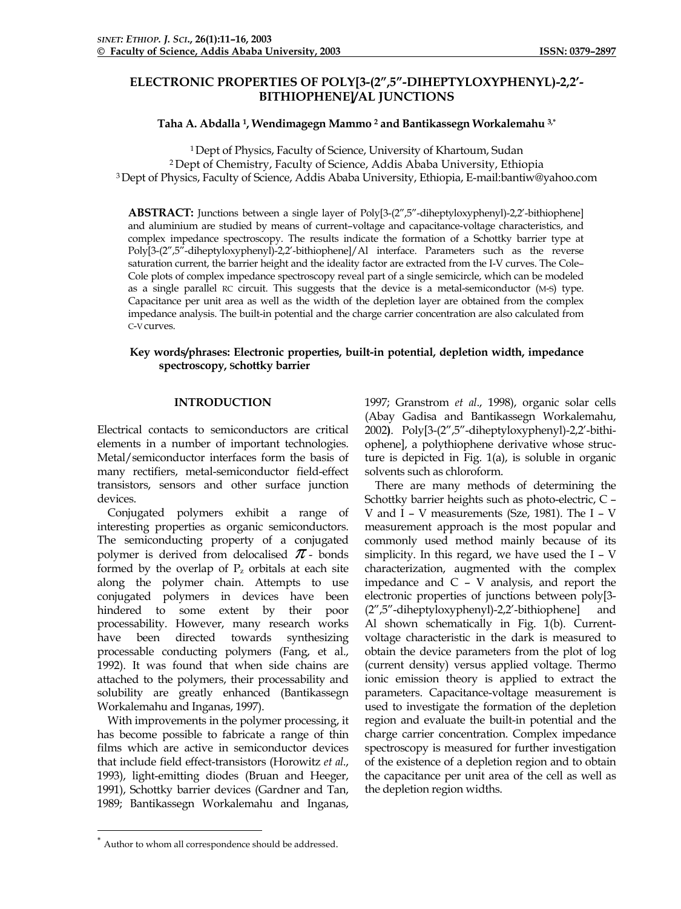# ELECTRONIC PROPERTIES OF POLY[3-(2″,5″-DIHEPTYLOXYPHENYL)-2,2′-BITHIOPHENE]/AL JUNCTIONS

**Taha A. Abdalla [1], Wendimagegn Mammo [2] and Bantikassegn Workalemahu [3,*]**

[1] Dept of Physics, Faculty of Science, University of Khartoum, Sudan
[2] Dept of Chemistry, Faculty of Science, Addis Ababa University, Ethiopia
[3] Dept of Physics, Faculty of Science, Addis Ababa University, Ethiopia, E-mail:bantiw@yahoo.com

**ABSTRACT:** Junctions between a single layer of Poly[3-(2″,5″-diheptyloxyphenyl)-2,2′-bithiophene] and aluminium are studied by means of current–voltage and capacitance-voltage characteristics, and complex impedance spectroscopy. The results indicate the formation of a Schottky barrier type at Poly[3-(2″,5″-diheptyloxyphenyl)-2,2′-bithiophene]/Al interface. Parameters such as the reverse saturation current, the barrier height and the ideality factor are extracted from the I-V curves. The Cole–Cole plots of complex impedance spectroscopy reveal part of a single semicircle, which can be modeled as a single parallel RC circuit. This suggests that the device is a metal-semiconductor (M-S) type. Capacitance per unit area as well as the width of the depletion layer are obtained from the complex impedance analysis. The built-in potential and the charge carrier concentration are also calculated from C-V curves.

**Key words/phrases: Electronic properties, built-in potential, depletion width, impedance spectroscopy, Schottky barrier**

## INTRODUCTION

Electrical contacts to semiconductors are critical elements in a number of important technologies. Metal/semiconductor interfaces form the basis of many rectifiers, metal-semiconductor field-effect transistors, sensors and other surface junction devices.

Conjugated polymers exhibit a range of interesting properties as organic semiconductors. The semiconducting property of a conjugated polymer is derived from delocalised $\pi$- bonds formed by the overlap of $P_z$ orbitals at each site along the polymer chain. Attempts to use conjugated polymers in devices have been hindered to some extent by their poor processability. However, many research works have been directed towards synthesizing processable conducting polymers (Fang, et al., 1992). It was found that when side chains are attached to the polymers, their processability and solubility are greatly enhanced (Bantikassegn Workalemahu and Inganas, 1997).

With improvements in the polymer processing, it has become possible to fabricate a range of thin films which are active in semiconductor devices that include field effect-transistors (Horowitz *et al.*, 1993), light-emitting diodes (Bruan and Heeger, 1991), Schottky barrier devices (Gardner and Tan, 1989; Bantikassegn Workalemahu and Inganas, 1997; Granstrom *et al*., 1998), organic solar cells (Abay Gadisa and Bantikassegn Workalemahu, 2002**)**. Poly[3-(2″,5″-diheptyloxyphenyl)-2,2′-bithiophene], a polythiophene derivative whose structure is depicted in Fig. 1(a), is soluble in organic solvents such as chloroform.

There are many methods of determining the Schottky barrier heights such as photo-electric, C – V and I – V measurements (Sze, 1981). The I – V measurement approach is the most popular and commonly used method mainly because of its simplicity. In this regard, we have used the I – V characterization, augmented with the complex impedance and C – V analysis, and report the electronic properties of junctions between poly[3-(2″,5″-diheptyloxyphenyl)-2,2′-bithiophene] and Al shown schematically in Fig. 1(b). Current-voltage characteristic in the dark is measured to obtain the device parameters from the plot of log (current density) versus applied voltage. Thermo ionic emission theory is applied to extract the parameters. Capacitance-voltage measurement is used to investigate the formation of the depletion region and evaluate the built-in potential and the charge carrier concentration. Complex impedance spectroscopy is measured for further investigation of the existence of a depletion region and to obtain the capacitance per unit area of the cell as well as the depletion region widths.

---

[*] Author to whom all correspondence should be addressed.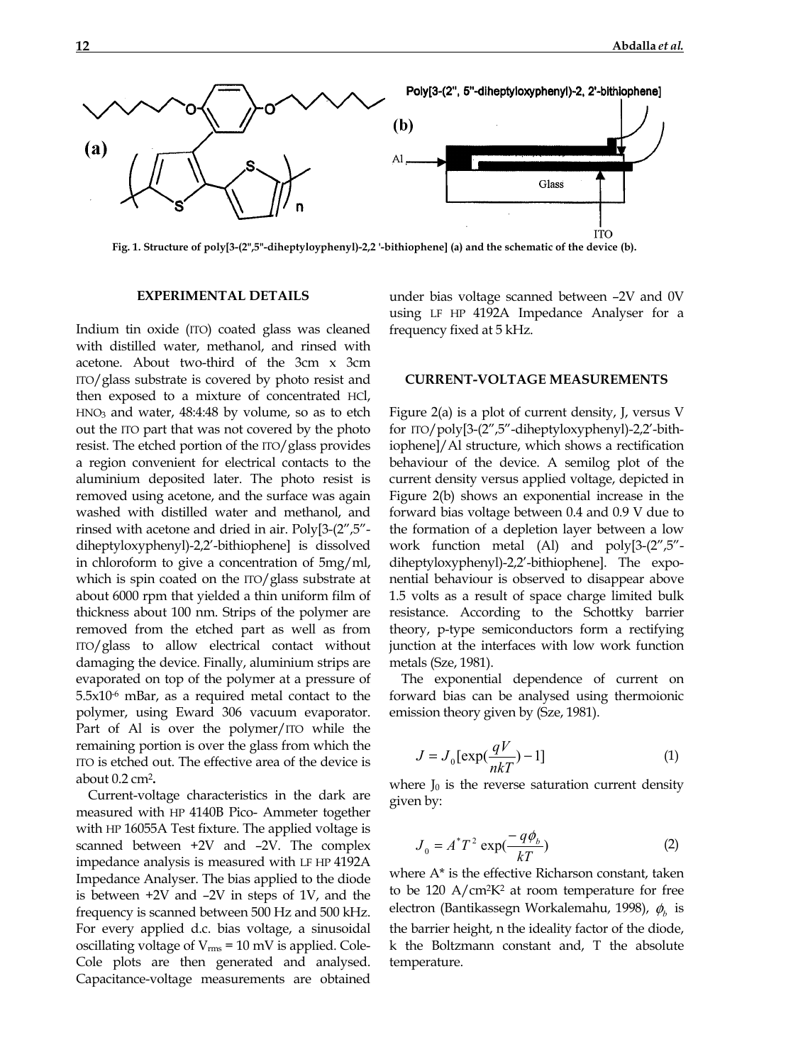Fig. 1. Structure of poly[3-(2",5"-diheptyloyphenyl)-2,2 '-bithiophene] (a) and the schematic of the device (b).

## EXPERIMENTAL DETAILS

Indium tin oxide (ITO) coated glass was cleaned with distilled water, methanol, and rinsed with acetone. About two-third of the 3cm x 3cm ITO/glass substrate is covered by photo resist and then exposed to a mixture of concentrated HCl, $HNO_3$ and water, 48:4:48 by volume, so as to etch out the ITO part that was not covered by the photo resist. The etched portion of the ITO/glass provides a region convenient for electrical contacts to the aluminium deposited later. The photo resist is removed using acetone, and the surface was again washed with distilled water and methanol, and rinsed with acetone and dried in air. Poly[3-(2″,5″-diheptyloxyphenyl)-2,2′-bithiophene] is dissolved in chloroform to give a concentration of 5mg/ml, which is spin coated on the ITO/glass substrate at about 6000 rpm that yielded a thin uniform film of thickness about 100 nm. Strips of the polymer are removed from the etched part as well as from ITO/glass to allow electrical contact without damaging the device. Finally, aluminium strips are evaporated on top of the polymer at a pressure of $5.5\times10^{-6}$ mBar, as a required metal contact to the polymer, using Eward 306 vacuum evaporator. Part of Al is over the polymer/ITO while the remaining portion is over the glass from which the ITO is etched out. The effective area of the device is about 0.2 $cm^2$.

Current-voltage characteristics in the dark are measured with HP 4140B Pico- Ammeter together with HP 16055A Test fixture. The applied voltage is scanned between +2V and –2V. The complex impedance analysis is measured with LF HP 4192A Impedance Analyser. The bias applied to the diode is between +2V and –2V in steps of 1V, and the frequency is scanned between 500 Hz and 500 kHz. For every applied d.c. bias voltage, a sinusoidal oscillating voltage of $V_{rms}$ = 10 mV is applied. Cole-Cole plots are then generated and analysed. Capacitance-voltage measurements are obtained under bias voltage scanned between –2V and 0V using LF HP 4192A Impedance Analyser for a frequency fixed at 5 kHz.

## CURRENT-VOLTAGE MEASUREMENTS

Figure 2(a) is a plot of current density, J, versus V for ITO/poly[3-(2″,5″-diheptyloxyphenyl)-2,2′-bithiophene]/Al structure, which shows a rectification behaviour of the device. A semilog plot of the current density versus applied voltage, depicted in Figure 2(b) shows an exponential increase in the forward bias voltage between 0.4 and 0.9 V due to the formation of a depletion layer between a low work function metal (Al) and poly[3-(2″,5″-diheptyloxyphenyl)-2,2′-bithiophene]. The exponential behaviour is observed to disappear above 1.5 volts as a result of space charge limited bulk resistance. According to the Schottky barrier theory, p-type semiconductors form a rectifying junction at the interfaces with low work function metals (Sze, 1981).

The exponential dependence of current on forward bias can be analysed using thermoionic emission theory given by (Sze, 1981).

$$J = J_0[\exp(\frac{qV}{nkT}) - 1] \quad (1)$$

where $J_0$ is the reverse saturation current density given by:

$$J_0 = A^* T^2 \exp(\frac{-q\phi_b}{kT}) \quad (2)$$

where A* is the effective Richarson constant, taken to be 120 A/$cm^2K^2$ at room temperature for free electron (Bantikassegn Workalemahu, 1998), $\phi_b$ is the barrier height, n the ideality factor of the diode, k the Boltzmann constant and, T the absolute temperature.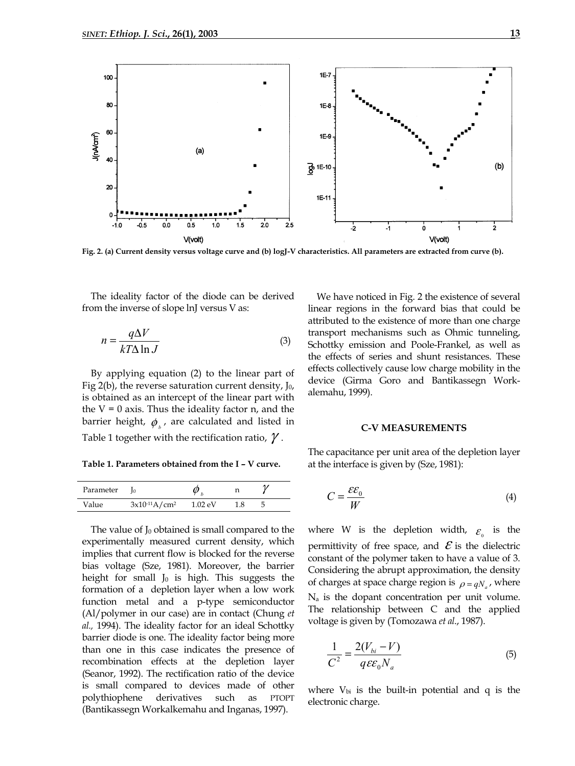Fig. 2. (a) Current density versus voltage curve and (b) logJ-V characteristics. All parameters are extracted from curve (b).

The ideality factor of the diode can be derived from the inverse of slope lnJ versus V as:

$$n = \frac{q\Delta V}{kT\Delta \ln J} \tag{3}$$

By applying equation (2) to the linear part of Fig 2(b), the reverse saturation current density, $J_0$, is obtained as an intercept of the linear part with the V = 0 axis. Thus the ideality factor n, and the barrier height, $\phi_b$, are calculated and listed in Table 1 together with the rectification ratio, $\gamma$.

**Table 1. Parameters obtained from the I – V curve.**

| Parameter | $J_0$ | $\phi_b$ | n | $\gamma$ |
|---|---|---|---|---|
| Value | $3\times10^{-11}$A/cm$^2$ | 1.02 eV | 1.8 | 5 |

The value of $J_0$ obtained is small compared to the experimentally measured current density, which implies that current flow is blocked for the reverse bias voltage (Sze, 1981). Moreover, the barrier height for small $J_0$ is high. This suggests the formation of a depletion layer when a low work function metal and a p-type semiconductor (Al/polymer in our case) are in contact (Chung *et al.*, 1994). The ideality factor for an ideal Schottky barrier diode is one. The ideality factor being more than one in this case indicates the presence of recombination effects at the depletion layer (Seanor, 1992). The rectification ratio of the device is small compared to devices made of other polythiophene derivatives such as PTOPT (Bantikassegn Workalkemahu and Inganas, 1997).

We have noticed in Fig. 2 the existence of several linear regions in the forward bias that could be attributed to the existence of more than one charge transport mechanisms such as Ohmic tunneling, Schottky emission and Poole-Frankel, as well as the effects of series and shunt resistances. These effects collectively cause low charge mobility in the device (Girma Goro and Bantikassegn Workalemahu, 1999).

## C-V MEASUREMENTS

The capacitance per unit area of the depletion layer at the interface is given by (Sze, 1981):

$$C = \frac{\varepsilon\varepsilon_0}{W} \tag{4}$$

where W is the depletion width, $\varepsilon_0$ is the permittivity of free space, and $\varepsilon$ is the dielectric constant of the polymer taken to have a value of 3. Considering the abrupt approximation, the density of charges at space charge region is $\rho = qN_a$, where $N_a$ is the dopant concentration per unit volume. The relationship between C and the applied voltage is given by (Tomozawa *et al.*, 1987).

$$\frac{1}{C^2} = \frac{2(V_{bi} - V)}{q\varepsilon\varepsilon_0 N_a} \tag{5}$$

where $V_{bi}$ is the built-in potential and q is the electronic charge.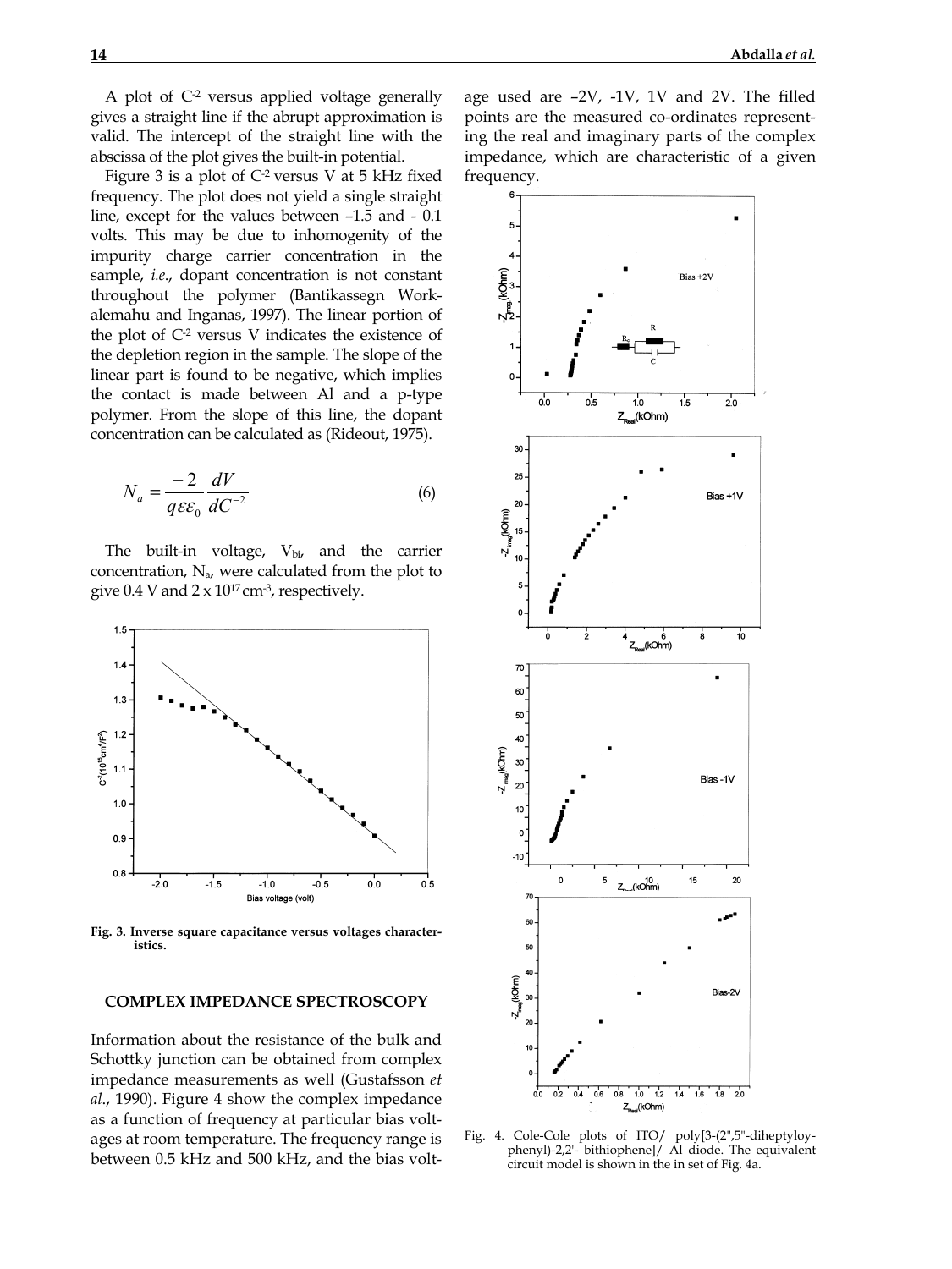A plot of $C^{-2}$ versus applied voltage generally gives a straight line if the abrupt approximation is valid. The intercept of the straight line with the abscissa of the plot gives the built-in potential.

Figure 3 is a plot of $C^{-2}$ versus V at 5 kHz fixed frequency. The plot does not yield a single straight line, except for the values between –1.5 and - 0.1 volts. This may be due to inhomogenity of the impurity charge carrier concentration in the sample, *i.e.*, dopant concentration is not constant throughout the polymer (Bantikassegn Workalemahu and Inganas, 1997). The linear portion of the plot of $C^{-2}$ versus V indicates the existence of the depletion region in the sample. The slope of the linear part is found to be negative, which implies the contact is made between Al and a p-type polymer. From the slope of this line, the dopant concentration can be calculated as (Rideout, 1975).

$$N_a = \frac{-2}{q\varepsilon\varepsilon_0}\frac{dV}{dC^{-2}} \tag{6}$$

The built-in voltage, $V_{bi}$, and the carrier concentration, $N_a$, were calculated from the plot to give 0.4 V and $2 \times 10^{17}$ $cm^{-3}$, respectively.

**Fig. 3. Inverse square capacitance versus voltages characteristics.**

## COMPLEX IMPEDANCE SPECTROSCOPY

Information about the resistance of the bulk and Schottky junction can be obtained from complex impedance measurements as well (Gustafsson *et al*., 1990). Figure 4 show the complex impedance as a function of frequency at particular bias voltages at room temperature. The frequency range is between 0.5 kHz and 500 kHz, and the bias voltage used are –2V, -1V, 1V and 2V. The filled points are the measured co-ordinates representing the real and imaginary parts of the complex impedance, which are characteristic of a given frequency.

Fig. 4. Cole-Cole plots of ITO/ poly[3-(2",5"-diheptyloyphenyl)-2,2'- bithiophene]/ Al diode. The equivalent circuit model is shown in the in set of Fig. 4a.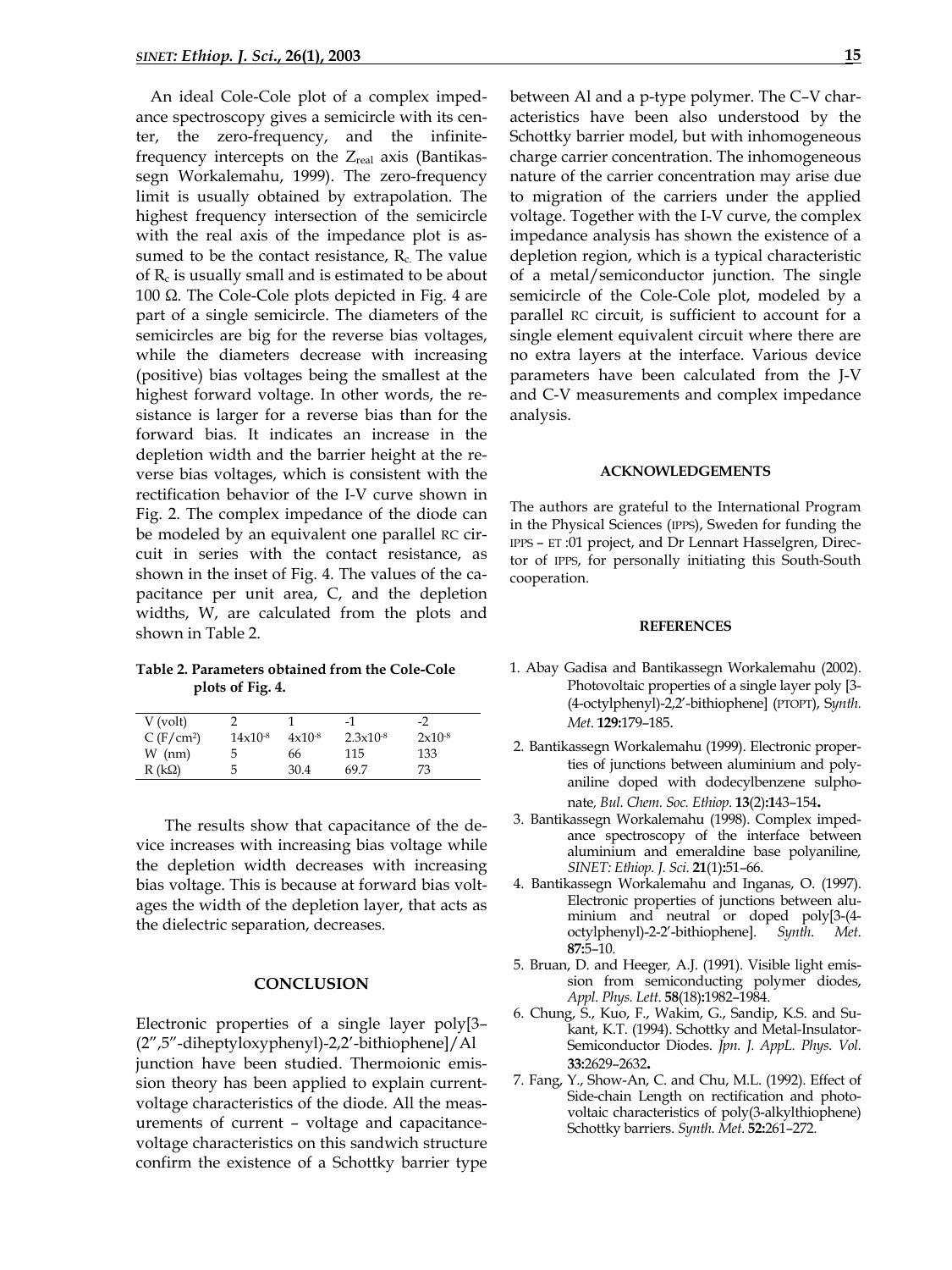An ideal Cole-Cole plot of a complex impedance spectroscopy gives a semicircle with its center, the zero-frequency, and the infinite-frequency intercepts on the $Z_{real}$ axis (Bantikassegn Workalemahu, 1999). The zero-frequency limit is usually obtained by extrapolation. The highest frequency intersection of the semicircle with the real axis of the impedance plot is assumed to be the contact resistance, $R_c$. The value of $R_c$ is usually small and is estimated to be about 100 Ω. The Cole-Cole plots depicted in Fig. 4 are part of a single semicircle. The diameters of the semicircles are big for the reverse bias voltages, while the diameters decrease with increasing (positive) bias voltages being the smallest at the highest forward voltage. In other words, the resistance is larger for a reverse bias than for the forward bias. It indicates an increase in the depletion width and the barrier height at the reverse bias voltages, which is consistent with the rectification behavior of the I-V curve shown in Fig. 2. The complex impedance of the diode can be modeled by an equivalent one parallel RC circuit in series with the contact resistance, as shown in the inset of Fig. 4. The values of the capacitance per unit area, C, and the depletion widths, W, are calculated from the plots and shown in Table 2.

**Table 2. Parameters obtained from the Cole-Cole plots of Fig. 4.**

| V (volt) | 2 | 1 | -1 | -2 |
|---|---|---|---|---|
| C (F/cm$^2$) | $14\times10^{-8}$ | $4\times10^{-8}$ | $2.3\times10^{-8}$ | $2\times10^{-8}$ |
| W (nm) | 5 | 66 | 115 | 133 |
| R (kΩ) | 5 | 30.4 | 69.7 | 73 |

The results show that capacitance of the device increases with increasing bias voltage while the depletion width decreases with increasing bias voltage. This is because at forward bias voltages the width of the depletion layer, that acts as the dielectric separation, decreases.

## CONCLUSION

Electronic properties of a single layer poly[3–(2″,5″-diheptyloxyphenyl)-2,2′-bithiophene]/Al junction have been studied. Thermoionic emission theory has been applied to explain current-voltage characteristics of the diode. All the measurements of current – voltage and capacitance-voltage characteristics on this sandwich structure confirm the existence of a Schottky barrier type between Al and a p-type polymer. The C–V characteristics have been also understood by the Schottky barrier model, but with inhomogeneous charge carrier concentration. The inhomogeneous nature of the carrier concentration may arise due to migration of the carriers under the applied voltage. Together with the I-V curve, the complex impedance analysis has shown the existence of a depletion region, which is a typical characteristic of a metal/semiconductor junction. The single semicircle of the Cole-Cole plot, modeled by a parallel RC circuit, is sufficient to account for a single element equivalent circuit where there are no extra layers at the interface. Various device parameters have been calculated from the J-V and C-V measurements and complex impedance analysis.

## ACKNOWLEDGEMENTS

The authors are grateful to the International Program in the Physical Sciences (IPPS), Sweden for funding the IPPS – ET :01 project, and Dr Lennart Hasselgren, Director of IPPS, for personally initiating this South-South cooperation.

## REFERENCES

1. Abay Gadisa and Bantikassegn Workalemahu (2002). Photovoltaic properties of a single layer poly [3-(4-octylphenyl)-2,2′-bithiophene] (PTOPT), *Synth. Met.* **129:**179–185.
2. Bantikassegn Workalemahu (1999). Electronic properties of junctions between aluminium and polyaniline doped with dodecylbenzene sulphonate, *Bul. Chem. Soc. Ethiop.* **13**(2)**:**143–154**.**
3. Bantikassegn Workalemahu (1998). Complex impedance spectroscopy of the interface between aluminium and emeraldine base polyaniline, *SINET: Ethiop. J. Sci.* **21**(1)**:**51–66.
4. Bantikassegn Workalemahu and Inganas, O. (1997). Electronic properties of junctions between aluminium and neutral or doped poly[3-(4-octylphenyl)-2-2′-bithiophene]. *Synth. Met.* **87:**5–10.
5. Bruan, D. and Heeger, A.J. (1991). Visible light emission from semiconducting polymer diodes, *Appl. Phys. Lett.* **58**(18)**:**1982–1984.
6. Chung, S., Kuo, F., Wakim, G., Sandip, K.S. and Sukant, K.T. (1994). Schottky and Metal-Insulator-Semiconductor Diodes. *Jpn. J. AppL. Phys. Vol.* **33:**2629–2632**.**
7. Fang, Y., Show-An, C. and Chu, M.L. (1992). Effect of Side-chain Length on rectification and photovoltaic characteristics of poly(3-alkylthiophene) Schottky barriers. *Synth. Met.* **52:**261–272.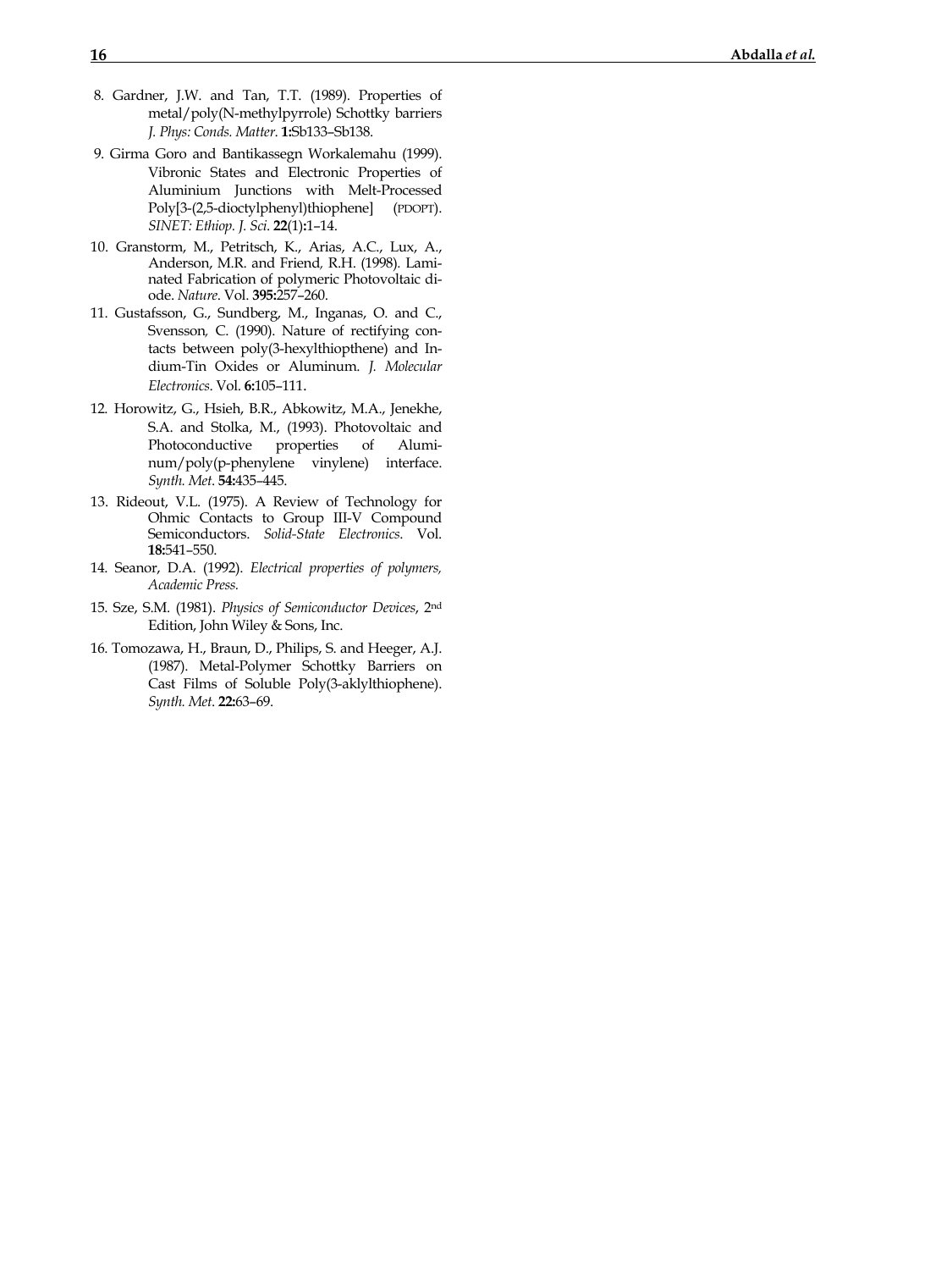8. Gardner, J.W. and Tan, T.T. (1989). Properties of metal/poly(N-methylpyrrole) Schottky barriers *J. Phys: Conds. Matter*. **1:**Sb133–Sb138.
9. Girma Goro and Bantikassegn Workalemahu (1999). Vibronic States and Electronic Properties of Aluminium Junctions with Melt-Processed Poly[3-(2,5-dioctylphenyl)thiophene] (PDOPT). *SINET: Ethiop. J. Sci*. **22**(1)**:**1–14.
10. Granstorm, M., Petritsch, K., Arias, A.C., Lux, A., Anderson, M.R. and Friend, R.H. (1998). Laminated Fabrication of polymeric Photovoltaic diode. *Nature*. Vol. **395:**257–260.
11. Gustafsson, G., Sundberg, M., Inganas, O. and C., Svensson, C. (1990). Nature of rectifying contacts between poly(3-hexylthiopthene) and Indium-Tin Oxides or Aluminum. *J. Molecular Electronics*. Vol. **6:**105–111.
12. Horowitz, G., Hsieh, B.R., Abkowitz, M.A., Jenekhe, S.A. and Stolka, M., (1993). Photovoltaic and Photoconductive properties of Aluminum/poly(p-phenylene vinylene) interface. *Synth. Met*. **54:**435–445.
13. Rideout, V.L. (1975). A Review of Technology for Ohmic Contacts to Group III-V Compound Semiconductors. *Solid-State Electronics*. Vol. **18:**541–550.
14. Seanor, D.A. (1992). *Electrical properties of polymers, Academic Press.*
15. Sze, S.M. (1981). *Physics of Semiconductor Devices*, 2nd Edition, John Wiley & Sons, Inc.
16. Tomozawa, H., Braun, D., Philips, S. and Heeger, A.J. (1987). Metal-Polymer Schottky Barriers on Cast Films of Soluble Poly(3-aklylthiophene). *Synth. Met*. **22:**63–69.